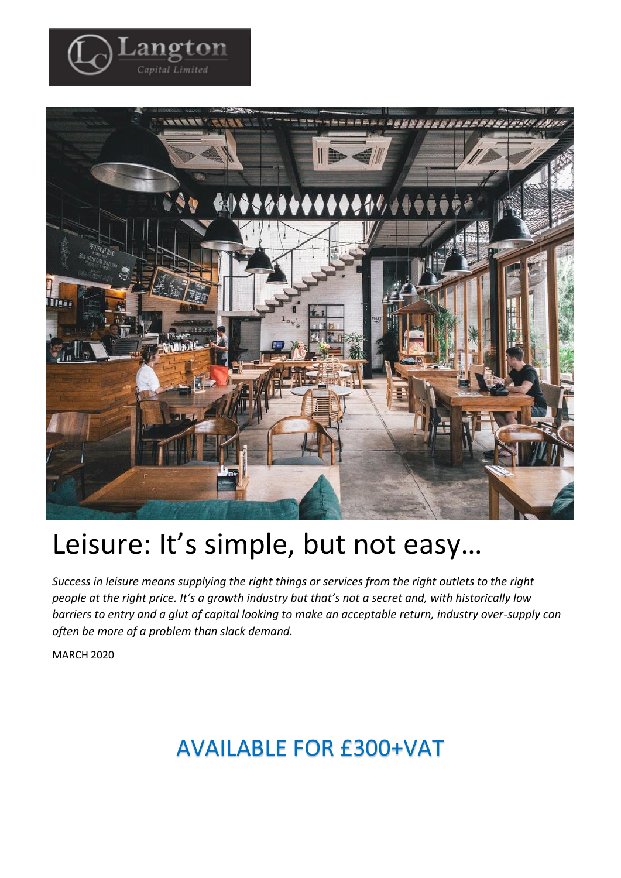# Leisure: It's simple, but not easy…

*Success in leisure means supplying the right things or services from the right outlets to the right people at the right price. It's a growth industry but that's not a secret and, with historically low barriers to entry and a glut of capital looking to make an acceptable return, industry over-supply can often be more of a problem than slack demand.*

MARCH 2020

## AVAILABLE FOR £300+VAT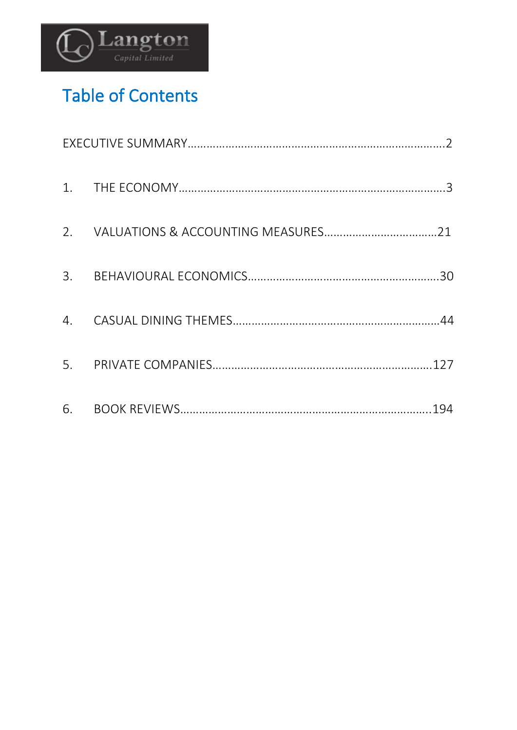Langton Capital Limited

# Table of Contents

EXECUTIVE SUMMARY……………………………………………………………………….2

1. THE ECONOMY……………………………………………………………………….3

2. VALUATIONS & ACCOUNTING MEASURES……………………………….21

3. BEHAVIOURAL ECONOMICS…………………………………………………….30

4. CASUAL DINING THEMES………………………………………………………..44

5. PRIVATE COMPANIES……………………………………………………………127

6. BOOK REVIEWS……………………………………………………………………..194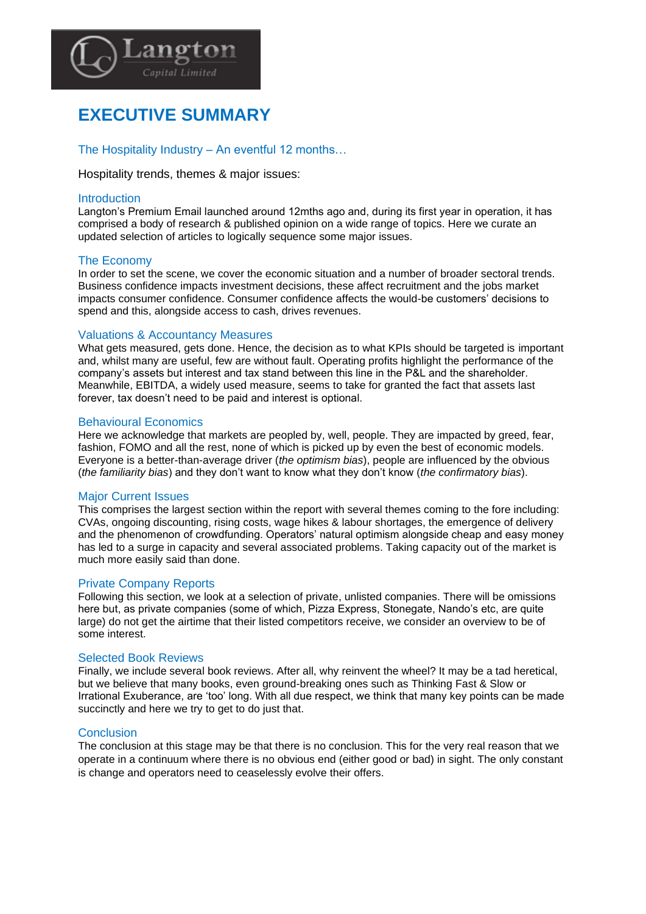Langton
Capital Limited

# EXECUTIVE SUMMARY

## The Hospitality Industry – An eventful 12 months…

Hospitality trends, themes & major issues:

### Introduction

Langton's Premium Email launched around 12mths ago and, during its first year in operation, it has comprised a body of research & published opinion on a wide range of topics. Here we curate an updated selection of articles to logically sequence some major issues.

### The Economy

In order to set the scene, we cover the economic situation and a number of broader sectoral trends. Business confidence impacts investment decisions, these affect recruitment and the jobs market impacts consumer confidence. Consumer confidence affects the would-be customers' decisions to spend and this, alongside access to cash, drives revenues.

### Valuations & Accountancy Measures

What gets measured, gets done. Hence, the decision as to what KPIs should be targeted is important and, whilst many are useful, few are without fault. Operating profits highlight the performance of the company's assets but interest and tax stand between this line in the P&L and the shareholder. Meanwhile, EBITDA, a widely used measure, seems to take for granted the fact that assets last forever, tax doesn't need to be paid and interest is optional.

### Behavioural Economics

Here we acknowledge that markets are peopled by, well, people. They are impacted by greed, fear, fashion, FOMO and all the rest, none of which is picked up by even the best of economic models. Everyone is a better-than-average driver (*the optimism bias*), people are influenced by the obvious (*the familiarity bias*) and they don't want to know what they don't know (*the confirmatory bias*).

### Major Current Issues

This comprises the largest section within the report with several themes coming to the fore including: CVAs, ongoing discounting, rising costs, wage hikes & labour shortages, the emergence of delivery and the phenomenon of crowdfunding. Operators' natural optimism alongside cheap and easy money has led to a surge in capacity and several associated problems. Taking capacity out of the market is much more easily said than done.

### Private Company Reports

Following this section, we look at a selection of private, unlisted companies. There will be omissions here but, as private companies (some of which, Pizza Express, Stonegate, Nando's etc, are quite large) do not get the airtime that their listed competitors receive, we consider an overview to be of some interest.

### Selected Book Reviews

Finally, we include several book reviews. After all, why reinvent the wheel? It may be a tad heretical, but we believe that many books, even ground-breaking ones such as Thinking Fast & Slow or Irrational Exuberance, are 'too' long. With all due respect, we think that many key points can be made succinctly and here we try to get to do just that.

### Conclusion

The conclusion at this stage may be that there is no conclusion. This for the very real reason that we operate in a continuum where there is no obvious end (either good or bad) in sight. The only constant is change and operators need to ceaselessly evolve their offers.